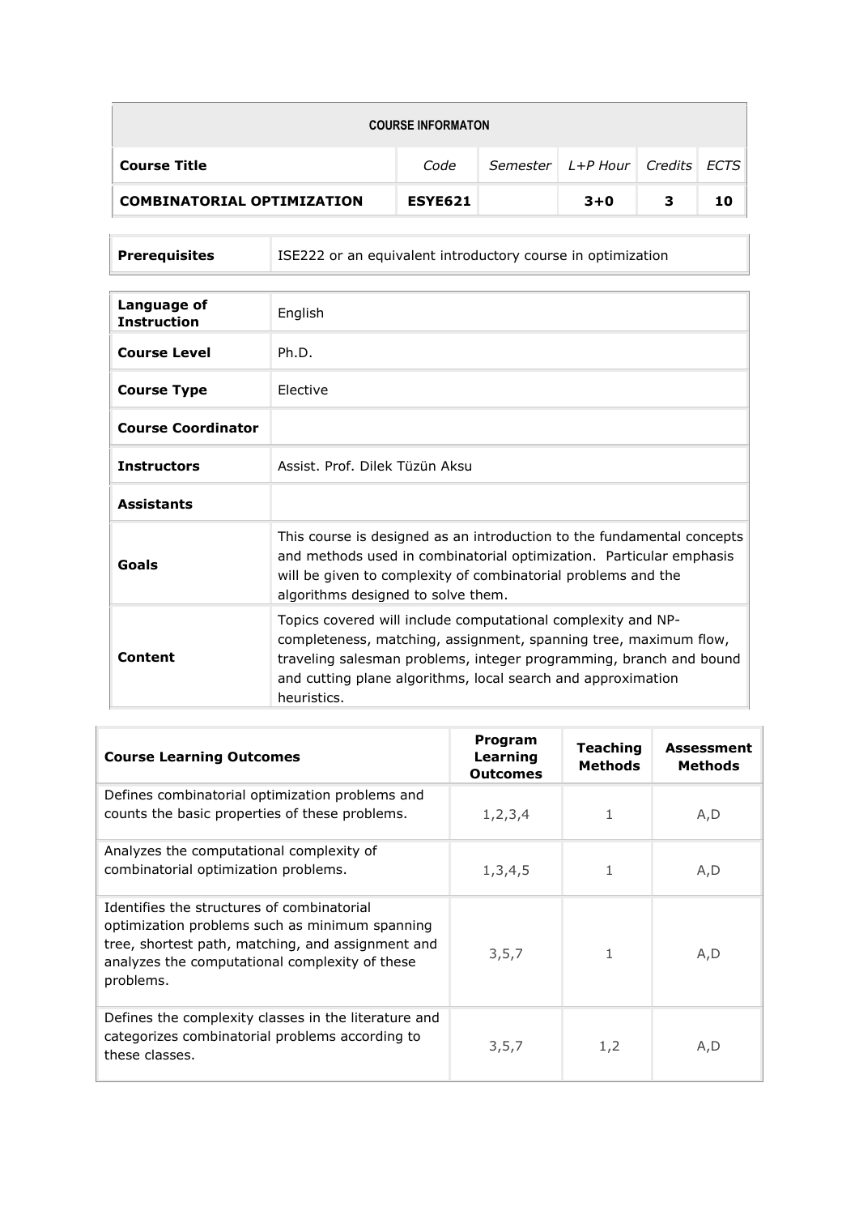| COURSE INFORMATON | | | | | |
|---|---|---|---|---|---|
| **Course Title** | *Code* | *Semester* | *L+P Hour* | *Credits* | *ECTS* |
| **COMBINATORIAL OPTIMIZATION** | **ESYE621** | | **3+0** | **3** | **10** |

| **Prerequisites** | ISE222 or an equivalent introductory course in optimization |
|---|---|

| **Language of Instruction** | English |
|---|---|
| **Course Level** | Ph.D. |
| **Course Type** | Elective |
| **Course Coordinator** | |
| **Instructors** | Assist. Prof. Dilek Tüzün Aksu |
| **Assistants** | |
| **Goals** | This course is designed as an introduction to the fundamental concepts and methods used in combinatorial optimization. Particular emphasis will be given to complexity of combinatorial problems and the algorithms designed to solve them. |
| **Content** | Topics covered will include computational complexity and NP-completeness, matching, assignment, spanning tree, maximum flow, traveling salesman problems, integer programming, branch and bound and cutting plane algorithms, local search and approximation heuristics. |

| **Course Learning Outcomes** | **Program Learning Outcomes** | **Teaching Methods** | **Assessment Methods** |
|---|---|---|---|
| Defines combinatorial optimization problems and counts the basic properties of these problems. | 1,2,3,4 | 1 | A,D |
| Analyzes the computational complexity of combinatorial optimization problems. | 1,3,4,5 | 1 | A,D |
| Identifies the structures of combinatorial optimization problems such as minimum spanning tree, shortest path, matching, and assignment and analyzes the computational complexity of these problems. | 3,5,7 | 1 | A,D |
| Defines the complexity classes in the literature and categorizes combinatorial problems according to these classes. | 3,5,7 | 1,2 | A,D |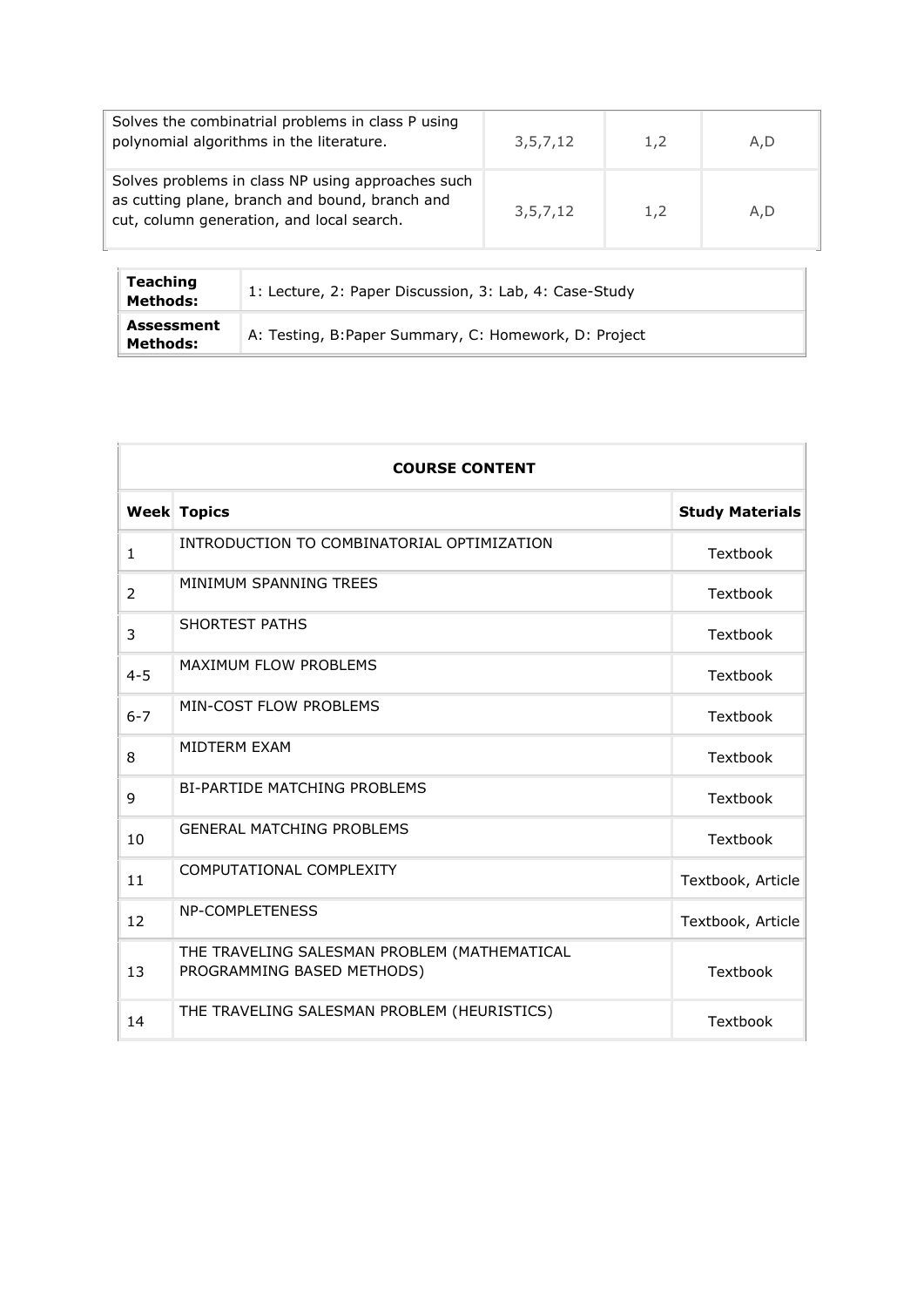| | | | |
|---|---|---|---|
| Solves the combinatrial problems in class P using polynomial algorithms in the literature. | 3,5,7,12 | 1,2 | A,D |
| Solves problems in class NP using approaches such as cutting plane, branch and bound, branch and cut, column generation, and local search. | 3,5,7,12 | 1,2 | A,D |

| | |
|---|---|
| **Teaching Methods:** | 1: Lecture, 2: Paper Discussion, 3: Lab, 4: Case-Study |
| **Assessment Methods:** | A: Testing, B:Paper Summary, C: Homework, D: Project |

| **COURSE CONTENT** | | |
|---|---|---|
| **Week** | **Topics** | **Study Materials** |
| 1 | INTRODUCTION TO COMBINATORIAL OPTIMIZATION | Textbook |
| 2 | MINIMUM SPANNING TREES | Textbook |
| 3 | SHORTEST PATHS | Textbook |
| 4-5 | MAXIMUM FLOW PROBLEMS | Textbook |
| 6-7 | MIN-COST FLOW PROBLEMS | Textbook |
| 8 | MIDTERM EXAM | Textbook |
| 9 | BI-PARTIDE MATCHING PROBLEMS | Textbook |
| 10 | GENERAL MATCHING PROBLEMS | Textbook |
| 11 | COMPUTATIONAL COMPLEXITY | Textbook, Article |
| 12 | NP-COMPLETENESS | Textbook, Article |
| 13 | THE TRAVELING SALESMAN PROBLEM (MATHEMATICAL PROGRAMMING BASED METHODS) | Textbook |
| 14 | THE TRAVELING SALESMAN PROBLEM (HEURISTICS) | Textbook |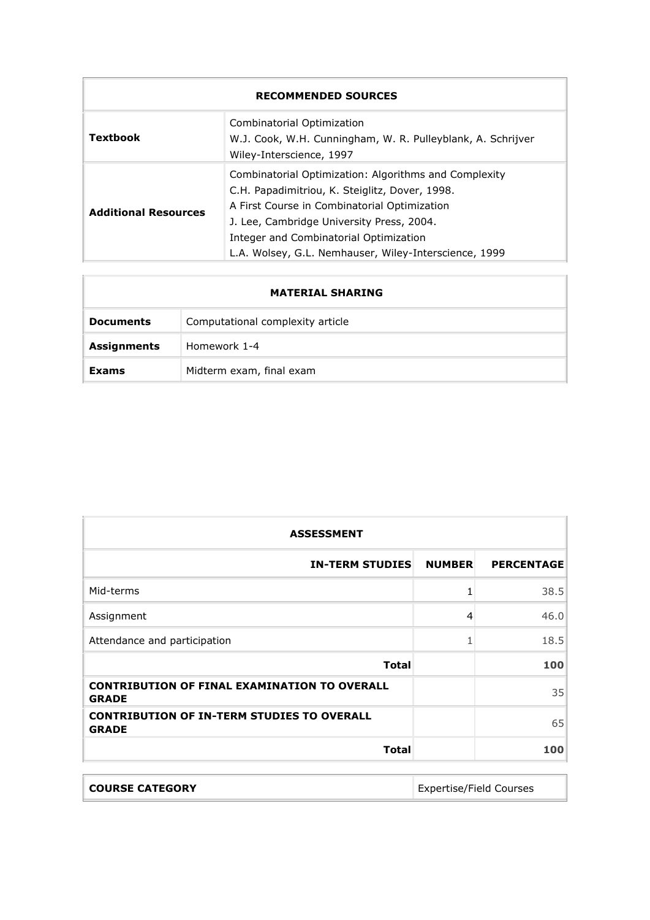| RECOMMENDED SOURCES | |
|---|---|
| **Textbook** | Combinatorial Optimization<br>W.J. Cook, W.H. Cunningham, W. R. Pulleyblank, A. Schrijver<br>Wiley-Interscience, 1997 |
| **Additional Resources** | Combinatorial Optimization: Algorithms and Complexity<br>C.H. Papadimitriou, K. Steiglitz, Dover, 1998.<br>A First Course in Combinatorial Optimization<br>J. Lee, Cambridge University Press, 2004.<br>Integer and Combinatorial Optimization<br>L.A. Wolsey, G.L. Nemhauser, Wiley-Interscience, 1999 |

| MATERIAL SHARING | |
|---|---|
| **Documents** | Computational complexity article |
| **Assignments** | Homework 1-4 |
| **Exams** | Midterm exam, final exam |

| ASSESSMENT | | |
|---|---|---|
| **IN-TERM STUDIES** | **NUMBER** | **PERCENTAGE** |
| Mid-terms | 1 | 38.5 |
| Assignment | 4 | 46.0 |
| Attendance and participation | 1 | 18.5 |
| **Total** | | **100** |
| **CONTRIBUTION OF FINAL EXAMINATION TO OVERALL GRADE** | | 35 |
| **CONTRIBUTION OF IN-TERM STUDIES TO OVERALL GRADE** | | 65 |
| **Total** | | **100** |

| COURSE CATEGORY | Expertise/Field Courses |
|---|---|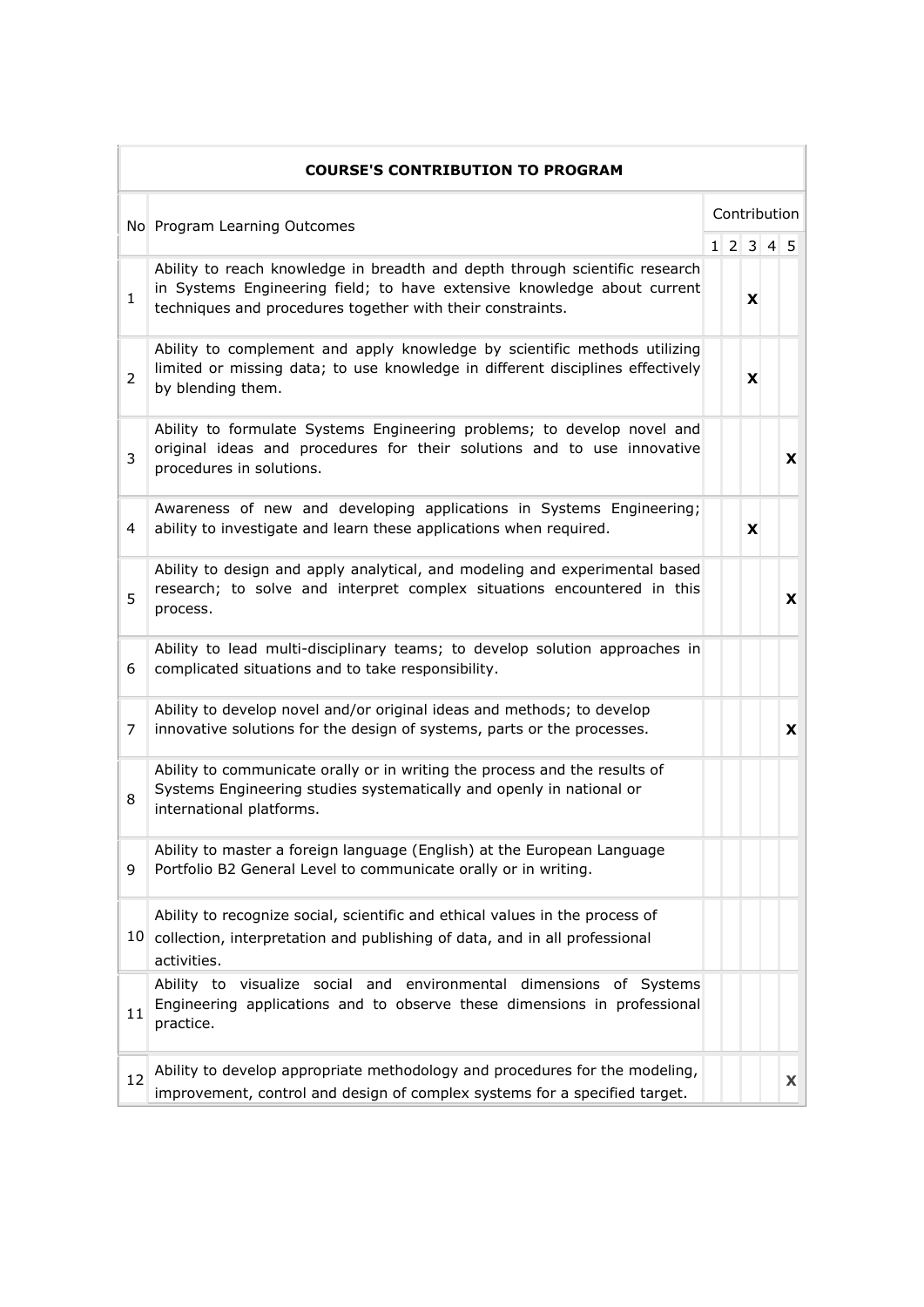| COURSE'S CONTRIBUTION TO PROGRAM | | | | | | |
|---|---|---|---|---|---|---|
| No | Program Learning Outcomes | Contribution | | | | |
| | | 1 | 2 | 3 | 4 | 5 |
| 1 | Ability to reach knowledge in breadth and depth through scientific research in Systems Engineering field; to have extensive knowledge about current techniques and procedures together with their constraints. | | | X | | |
| 2 | Ability to complement and apply knowledge by scientific methods utilizing limited or missing data; to use knowledge in different disciplines effectively by blending them. | | | X | | |
| 3 | Ability to formulate Systems Engineering problems; to develop novel and original ideas and procedures for their solutions and to use innovative procedures in solutions. | | | | | X |
| 4 | Awareness of new and developing applications in Systems Engineering; ability to investigate and learn these applications when required. | | | X | | |
| 5 | Ability to design and apply analytical, and modeling and experimental based research; to solve and interpret complex situations encountered in this process. | | | | | X |
| 6 | Ability to lead multi-disciplinary teams; to develop solution approaches in complicated situations and to take responsibility. | | | | | |
| 7 | Ability to develop novel and/or original ideas and methods; to develop innovative solutions for the design of systems, parts or the processes. | | | | | X |
| 8 | Ability to communicate orally or in writing the process and the results of Systems Engineering studies systematically and openly in national or international platforms. | | | | | |
| 9 | Ability to master a foreign language (English) at the European Language Portfolio B2 General Level to communicate orally or in writing. | | | | | |
| 10 | Ability to recognize social, scientific and ethical values in the process of collection, interpretation and publishing of data, and in all professional activities. | | | | | |
| 11 | Ability to visualize social and environmental dimensions of Systems Engineering applications and to observe these dimensions in professional practice. | | | | | |
| 12 | Ability to develop appropriate methodology and procedures for the modeling, improvement, control and design of complex systems for a specified target. | | | | | X |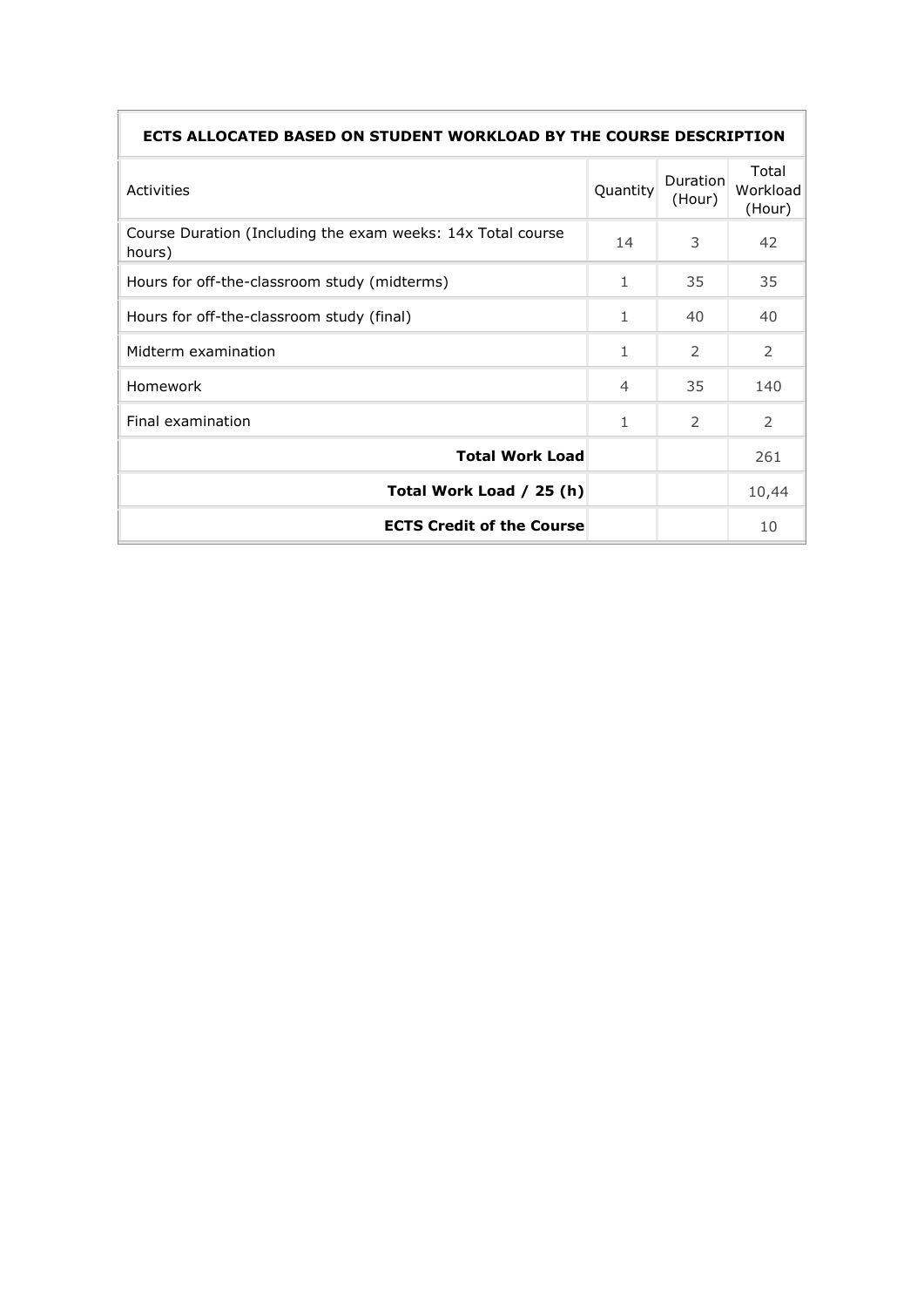| ECTS ALLOCATED BASED ON STUDENT WORKLOAD BY THE COURSE DESCRIPTION | | | |
|---|---|---|---|
| Activities | Quantity | Duration (Hour) | Total Workload (Hour) |
| Course Duration (Including the exam weeks: 14x Total course hours) | 14 | 3 | 42 |
| Hours for off-the-classroom study (midterms) | 1 | 35 | 35 |
| Hours for off-the-classroom study (final) | 1 | 40 | 40 |
| Midterm examination | 1 | 2 | 2 |
| Homework | 4 | 35 | 140 |
| Final examination | 1 | 2 | 2 |
| **Total Work Load** | | | 261 |
| **Total Work Load / 25 (h)** | | | 10,44 |
| **ECTS Credit of the Course** | | | 10 |